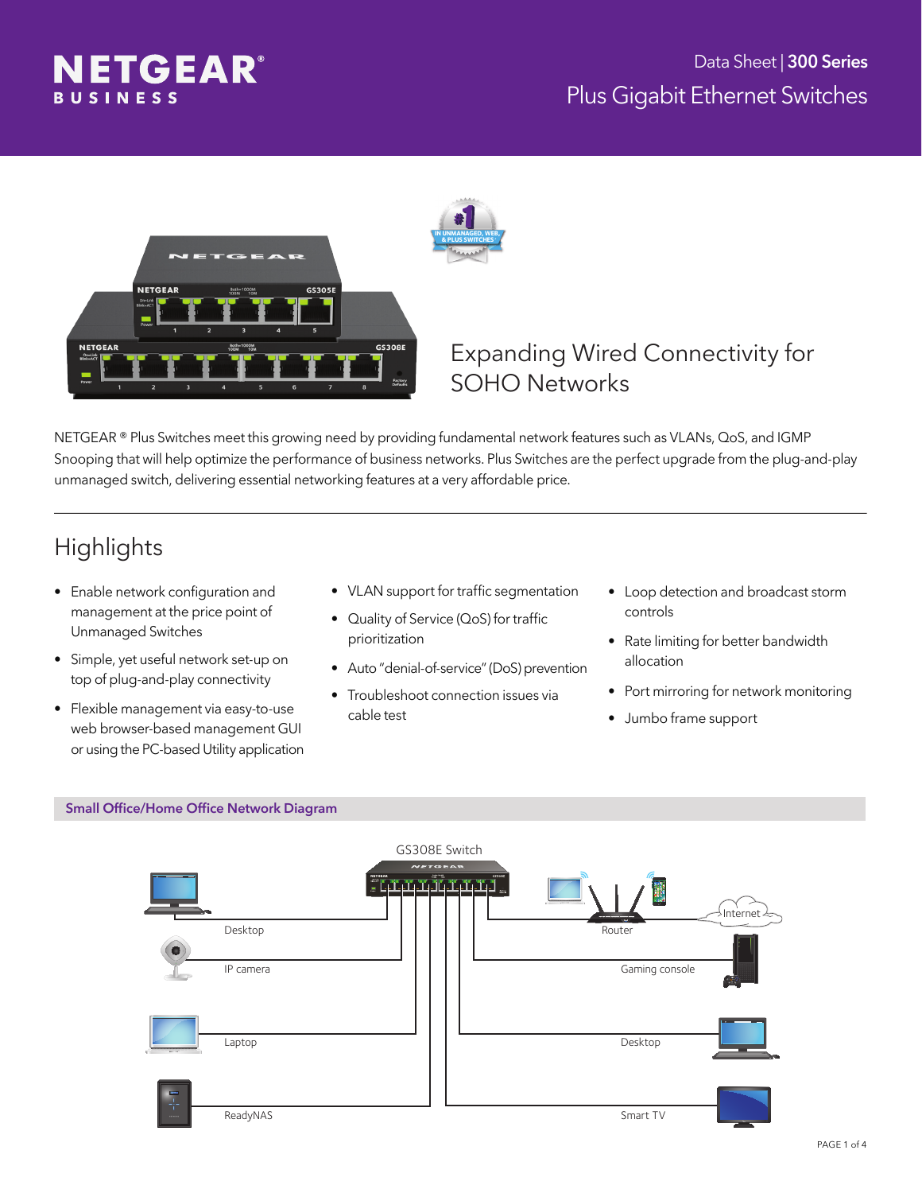Data Sheet | **300 Series**

# Plus Gigabit Ethernet Switches

## Expanding Wired Connectivity for SOHO Networks

NETGEAR ® Plus Switches meet this growing need by providing fundamental network features such as VLANs, QoS, and IGMP Snooping that will help optimize the performance of business networks. Plus Switches are the perfect upgrade from the plug-and-play unmanaged switch, delivering essential networking features at a very affordable price.

## Highlights

- Enable network configuration and management at the price point of Unmanaged Switches
- Simple, yet useful network set-up on top of plug-and-play connectivity
- Flexible management via easy-to-use web browser-based management GUI or using the PC-based Utility application
- VLAN support for traffic segmentation
- Quality of Service (QoS) for traffic prioritization
- Auto "denial-of-service" (DoS) prevention
- Troubleshoot connection issues via cable test
- Loop detection and broadcast storm controls
- Rate limiting for better bandwidth allocation
- Port mirroring for network monitoring
- Jumbo frame support

### Small Office/Home Office Network Diagram

GS308E Switch

Desktop

IP camera

Laptop

ReadyNAS

Router

Internet

Gaming console

Desktop

Smart TV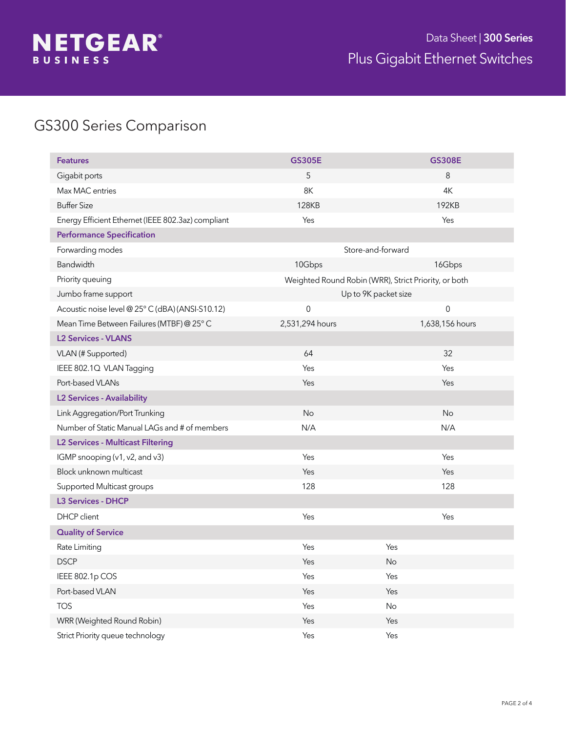# GS300 Series Comparison

| Features | GS305E | GS308E |
|---|---|---|
| Gigabit ports | 5 | 8 |
| Max MAC entries | 8K | 4K |
| Buffer Size | 128KB | 192KB |
| Energy Efficient Ethernet (IEEE 802.3az) compliant | Yes | Yes |
| **Performance Specification** | | |
| Forwarding modes | Store-and-forward | |
| Bandwidth | 10Gbps | 16Gbps |
| Priority queuing | Weighted Round Robin (WRR), Strict Priority, or both | |
| Jumbo frame support | Up to 9K packet size | |
| Acoustic noise level @ 25° C (dBA) (ANSI-S10.12) | 0 | 0 |
| Mean Time Between Failures (MTBF) @ 25° C | 2,531,294 hours | 1,638,156 hours |
| **L2 Services - VLANS** | | |
| VLAN (# Supported) | 64 | 32 |
| IEEE 802.1Q VLAN Tagging | Yes | Yes |
| Port-based VLANs | Yes | Yes |
| **L2 Services - Availability** | | |
| Link Aggregation/Port Trunking | No | No |
| Number of Static Manual LAGs and # of members | N/A | N/A |
| **L2 Services - Multicast Filtering** | | |
| IGMP snooping (v1, v2, and v3) | Yes | Yes |
| Block unknown multicast | Yes | Yes |
| Supported Multicast groups | 128 | 128 |
| **L3 Services - DHCP** | | |
| DHCP client | Yes | Yes |
| **Quality of Service** | | |
| Rate Limiting | Yes | Yes |
| DSCP | Yes | No |
| IEEE 802.1p COS | Yes | Yes |
| Port-based VLAN | Yes | Yes |
| TOS | Yes | No |
| WRR (Weighted Round Robin) | Yes | Yes |
| Strict Priority queue technology | Yes | Yes |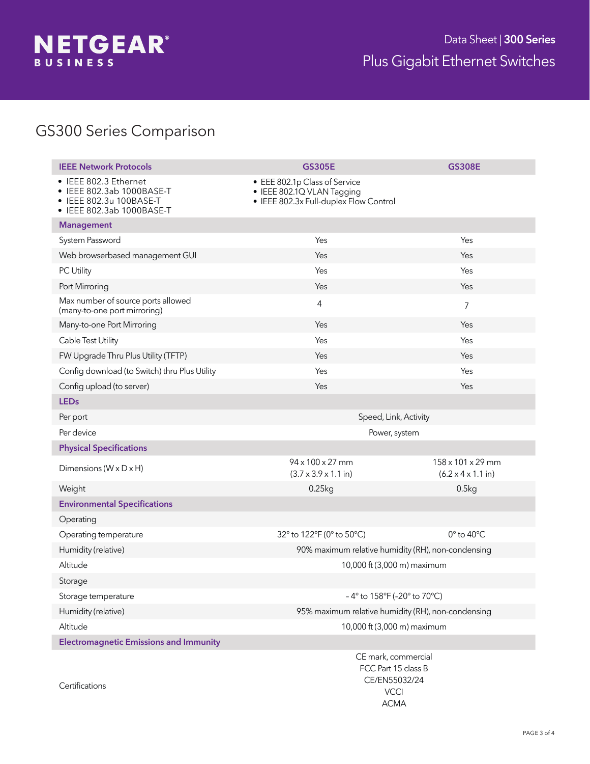# GS300 Series Comparison

| IEEE Network Protocols | GS305E | GS308E |
|---|---|---|
| • IEEE 802.3 Ethernet<br>• IEEE 802.3ab 1000BASE-T<br>• IEEE 802.3u 100BASE-T<br>• IEEE 802.3ab 1000BASE-T | • EEE 802.1p Class of Service<br>• IEEE 802.1Q VLAN Tagging<br>• IEEE 802.3x Full-duplex Flow Control | |
| **Management** | | |
| System Password | Yes | Yes |
| Web browserbased management GUI | Yes | Yes |
| PC Utility | Yes | Yes |
| Port Mirroring | Yes | Yes |
| Max number of source ports allowed (many-to-one port mirroring) | 4 | 7 |
| Many-to-one Port Mirroring | Yes | Yes |
| Cable Test Utility | Yes | Yes |
| FW Upgrade Thru Plus Utility (TFTP) | Yes | Yes |
| Config download (to Switch) thru Plus Utility | Yes | Yes |
| Config upload (to server) | Yes | Yes |
| **LEDs** | | |
| Per port | Speed, Link, Activity | |
| Per device | Power, system | |
| **Physical Specifications** | | |
| Dimensions (W x D x H) | 94 x 100 x 27 mm<br>(3.7 x 3.9 x 1.1 in) | 158 x 101 x 29 mm<br>(6.2 x 4 x 1.1 in) |
| Weight | 0.25kg | 0.5kg |
| **Environmental Specifications** | | |
| Operating | | |
| Operating temperature | 32° to 122°F (0° to 50°C) | 0° to 40°C |
| Humidity (relative) | 90% maximum relative humidity (RH), non-condensing | |
| Altitude | 10,000 ft (3,000 m) maximum | |
| Storage | | |
| Storage temperature | – 4° to 158°F (-20° to 70°C) | |
| Humidity (relative) | 95% maximum relative humidity (RH), non-condensing | |
| Altitude | 10,000 ft (3,000 m) maximum | |
| **Electromagnetic Emissions and Immunity** | | |
| Certifications | CE mark, commercial<br>FCC Part 15 class B<br>CE/EN55032/24<br>VCCI<br>ACMA | |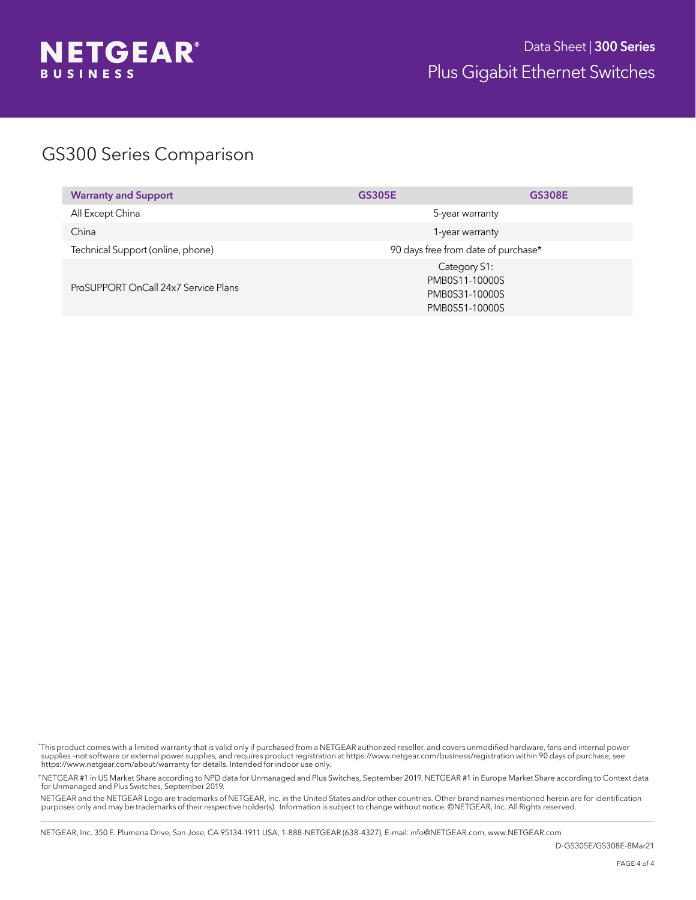## GS300 Series Comparison

| Warranty and Support | GS305E | GS308E |
|---|---|---|
| All Except China | 5-year warranty | |
| China | 1-year warranty | |
| Technical Support (online, phone) | 90 days free from date of purchase* | |
| ProSUPPORT OnCall 24x7 Service Plans | Category S1:<br>PMB0S11-10000S<br>PMB0S31-10000S<br>PMB0S51-10000S | |

*This product comes with a limited warranty that is valid only if purchased from a NETGEAR authorized reseller, and covers unmodified hardware, fans and internal power supplies –not software or external power supplies, and requires product registration at https://www.netgear.com/business/registration within 90 days of purchase; see https://www.netgear.com/about/warranty for details. Intended for indoor use only.

† NETGEAR #1 in US Market Share according to NPD data for Unmanaged and Plus Switches, September 2019. NETGEAR #1 in Europe Market Share according to Context data for Unmanaged and Plus Switches, September 2019.

NETGEAR and the NETGEAR Logo are trademarks of NETGEAR, Inc. in the United States and/or other countries. Other brand names mentioned herein are for identification purposes only and may be trademarks of their respective holder(s). Information is subject to change without notice. ©NETGEAR, Inc. All Rights reserved.

NETGEAR, Inc. 350 E. Plumeria Drive, San Jose, CA 95134-1911 USA, 1-888-NETGEAR (638-4327), E-mail: info@NETGEAR.com, www.NETGEAR.com

D-GS305E/GS308E-8Mar21